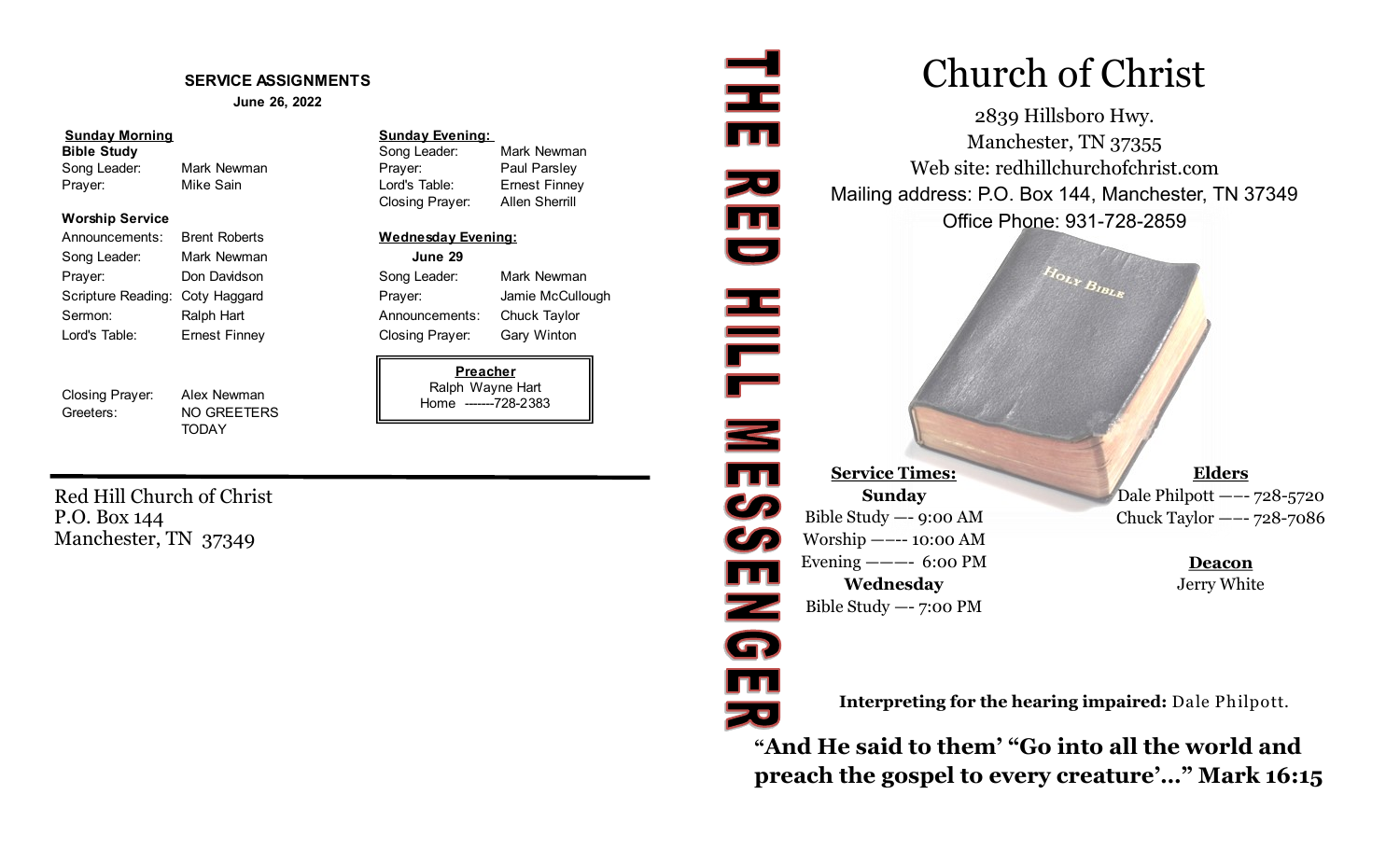## SERVICE ASSIGNMENTS

**June 26, 2022**

**Sunday Morning**

**Bible Study**

| | |
|---|---|
| Song Leader: | Mark Newman |
| Prayer: | Mike Sain |

**Worship Service**

| | |
|---|---|
| Announcements: | Brent Roberts |
| Song Leader: | Mark Newman |
| Prayer: | Don Davidson |
| Scripture Reading: | Coty Haggard |
| Sermon: | Ralph Hart |
| Lord's Table: | Ernest Finney |
| Closing Prayer: | Alex Newman |
| Greeters: | NO GREETERS TODAY |

**Sunday Evening:**

| | |
|---|---|
| Song Leader: | Mark Newman |
| Prayer: | Paul Parsley |
| Lord's Table: | Ernest Finney |
| Closing Prayer: | Allen Sherrill |

**Wednesday Evening:**

**June 29**

| | |
|---|---|
| Song Leader: | Mark Newman |
| Prayer: | Jamie McCullough |
| Announcements: | Chuck Taylor |
| Closing Prayer: | Gary Winton |

**Preacher**
Ralph Wayne Hart
Home -------728-2383

---

Red Hill Church of Christ
P.O. Box 144
Manchester, TN 37349

# THE RED HILL MESSENGER

# Church of Christ

2839 Hillsboro Hwy.
Manchester, TN 37355
Web site: redhillchurchofchrist.com
Mailing address: P.O. Box 144, Manchester, TN 37349
Office Phone: 931-728-2859

**Service Times:**

**Sunday**
Bible Study —- 9:00 AM
Worship —–-- 10:00 AM
Evening ——- 6:00 PM

**Wednesday**
Bible Study —- 7:00 PM

**Elders**
Dale Philpott —–- 728-5720
Chuck Taylor —–- 728-7086

**Deacon**
Jerry White

**Interpreting for the hearing impaired:** Dale Philpott.

**"And He said to them' "Go into all the world and preach the gospel to every creature'…" Mark 16:15**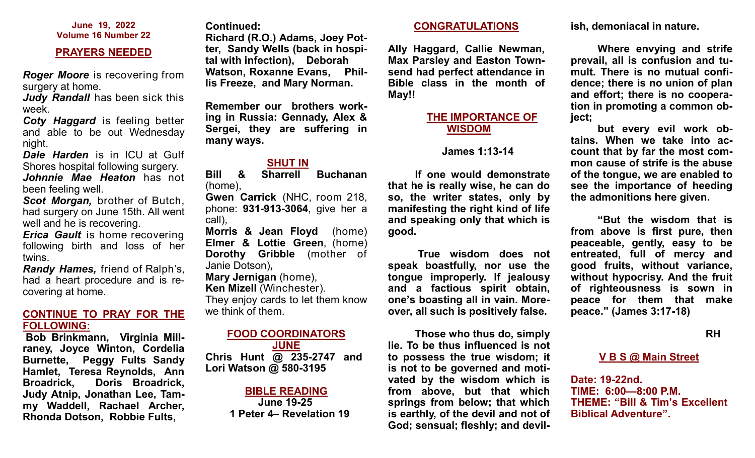**June 19, 2022**
**Volume 16 Number 22**

## PRAYERS NEEDED

***Roger Moore*** is recovering from surgery at home.
***Judy Randall*** has been sick this week.
***Coty Haggard*** is feeling better and able to be out Wednesday night.
***Dale Harden*** is in ICU at Gulf Shores hospital following surgery.
***Johnnie Mae Heaton*** has not been feeling well.
***Scot Morgan,*** brother of Butch, had surgery on June 15th. All went well and he is recovering.
***Erica Gault*** is home recovering following birth and loss of her twins.
***Randy Hames,*** friend of Ralph's, had a heart procedure and is recovering at home.

## CONTINUE TO PRAY FOR THE FOLLOWING:

**Bob Brinkmann, Virginia Millraney, Joyce Winton, Cordelia Burnette, Peggy Fults Sandy Hamlet, Teresa Reynolds, Ann Broadrick, Doris Broadrick, Judy Atnip, Jonathan Lee, Tammy Waddell, Rachael Archer, Rhonda Dotson, Robbie Fults,**

**Continued:**
**Richard (R.O.) Adams, Joey Potter, Sandy Wells (back in hospital with infection), Deborah Watson, Roxanne Evans, Phillis Freeze, and Mary Norman.**

**Remember our brothers working in Russia: Gennady, Alex & Sergei, they are suffering in many ways.**

## SHUT IN

**Bill & Sharrell Buchanan** (home),
**Gwen Carrick** (NHC, room 218, phone: **931-913-3064**, give her a call),
**Morris & Jean Floyd** (home)
**Elmer & Lottie Green**, (home)
**Dorothy Gribble** (mother of Janie Dotson)**,**
**Mary Jernigan** (home),
**Ken Mizell** (Winchester).
They enjoy cards to let them know we think of them.

## FOOD COORDINATORS JUNE

**Chris Hunt @ 235-2747 and Lori Watson @ 580-3195**

## BIBLE READING

**June 19-25**
**1 Peter 4– Revelation 19**

## CONGRATULATIONS

**Ally Haggard, Callie Newman, Max Parsley and Easton Townsend had perfect attendance in Bible class in the month of May!!**

## THE IMPORTANCE OF WISDOM

**James 1:13-14**

**If one would demonstrate that he is really wise, he can do so, the writer states, only by manifesting the right kind of life and speaking only that which is good.**

**True wisdom does not speak boastfully, nor use the tongue improperly. If jealousy and a factious spirit obtain, one's boasting all in vain. Moreover, all such is positively false.**

**Those who thus do, simply lie. To be thus influenced is not to possess the true wisdom; it is not to be governed and motivated by the wisdom which is from above, but that which springs from below; that which is earthly, of the devil and not of God; sensual; fleshly; and devilish, demoniacal in nature.**

**Where envying and strife prevail, all is confusion and tumult. There is no mutual confidence; there is no union of plan and effort; there is no cooperation in promoting a common object;**

**but every evil work obtains. When we take into account that by far the most common cause of strife is the abuse of the tongue, we are enabled to see the importance of heeding the admonitions here given.**

**"But the wisdom that is from above is first pure, then peaceable, gently, easy to be entreated, full of mercy and good fruits, without variance, without hypocrisy. And the fruit of righteousness is sown in peace for them that make peace." (James 3:17-18)**

**RH**

## V B S @ Main Street

**Date: 19-22nd.**
**TIME: 6:00—8:00 P.M.**
**THEME: "Bill & Tim's Excellent Biblical Adventure".**